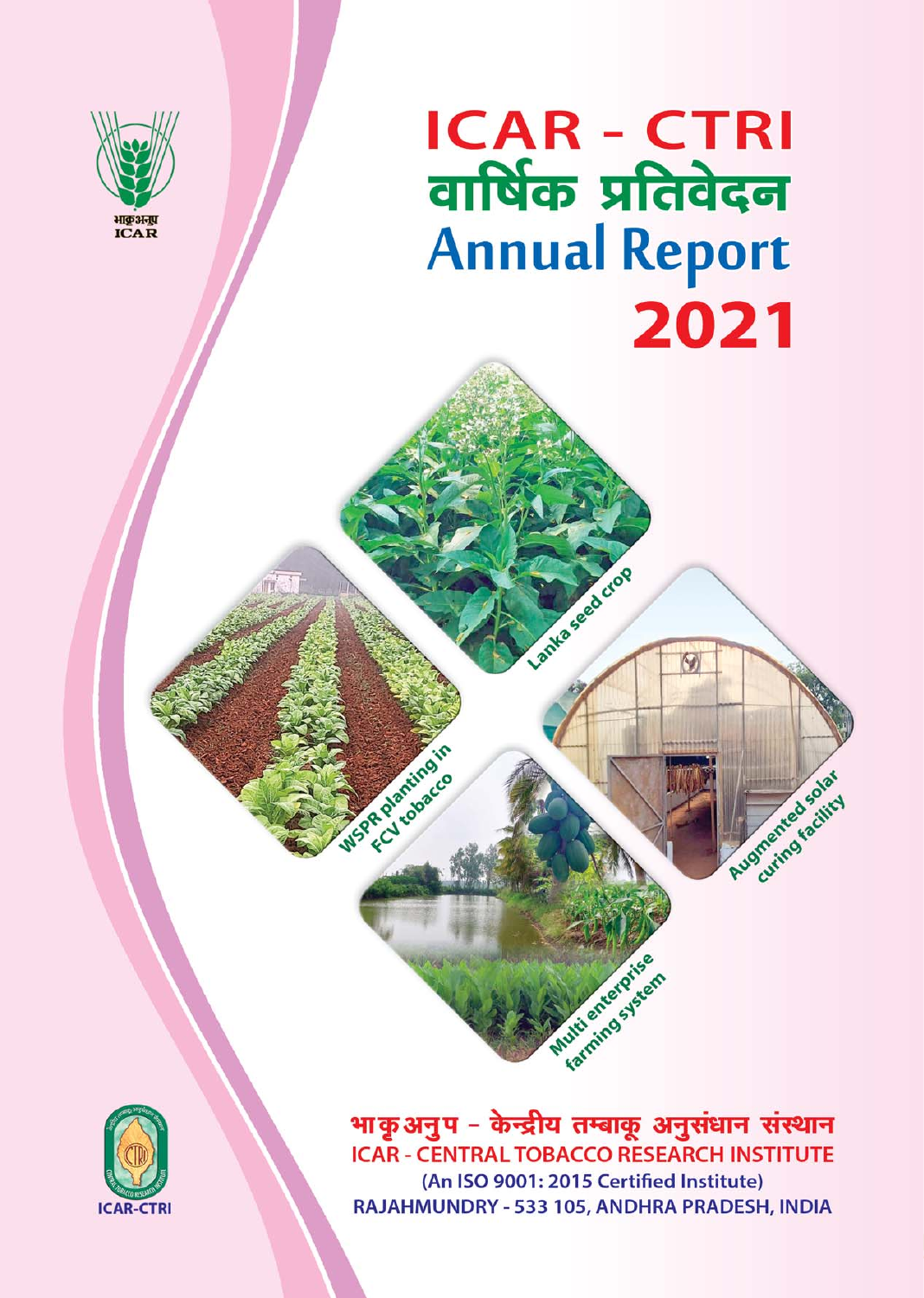# ICAR - CTRI
# वार्षिक प्रतिवेदन
# Annual Report
# 2021

Lanka seed crop

WSPR planting in FCV tobacco

Augmented solar curing facility

Multi enterprise farming system

भाकृअनुप - केन्द्रीय तम्बाकू अनुसंधान संस्थान

ICAR - CENTRAL TOBACCO RESEARCH INSTITUTE

(An ISO 9001: 2015 Certified Institute)

RAJAHMUNDRY - 533 105, ANDHRA PRADESH, INDIA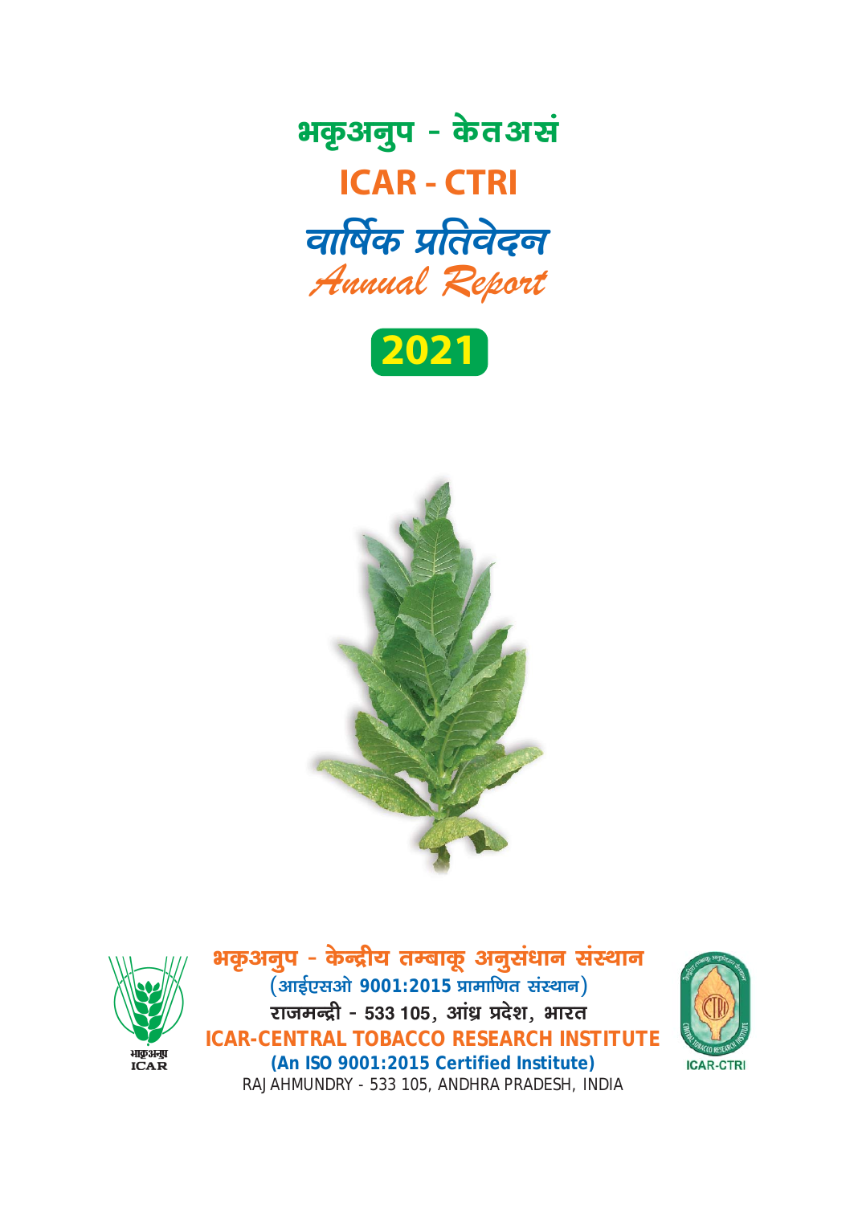# भकृअनुप - केतअसं

# ICAR - CTRI

## वार्षिक प्रतिवेदन

## *Annual Report*

## 2021

**भकृअनुप - केन्द्रीय तम्बाकू अनुसंधान संस्थान**

**(आईएसओ 9001:2015 प्रामाणित संस्थान)**

**राजमन्द्री - 533 105, आंध्र प्रदेश, भारत**

**ICAR-CENTRAL TOBACCO RESEARCH INSTITUTE**

**(An ISO 9001:2015 Certified Institute)**

RAJAHMUNDRY - 533 105, ANDHRA PRADESH, INDIA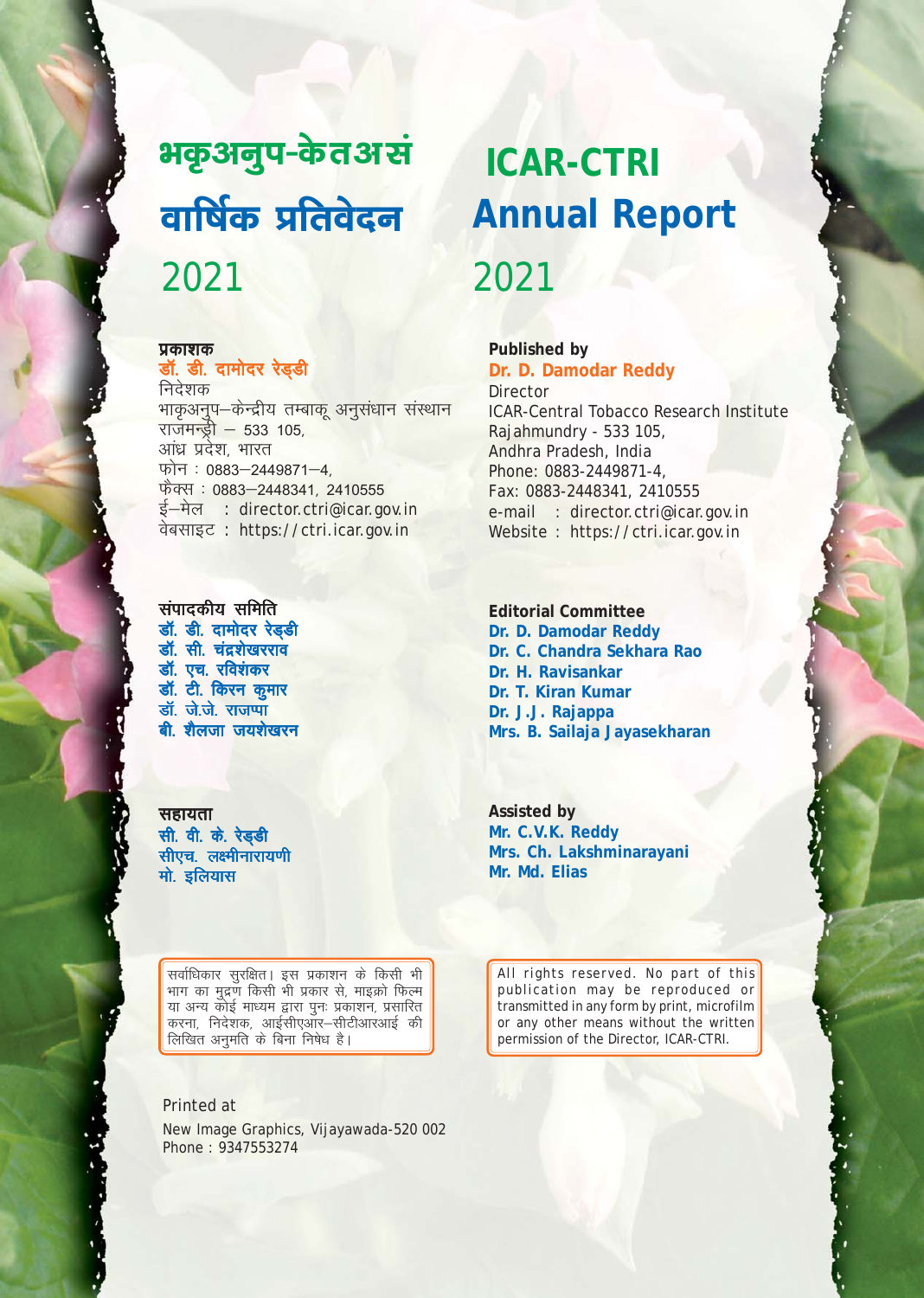# भकृअनुप-केतअसं

# वार्षिक प्रतिवेदन

# 2021

**प्रकाशक**

**डॉ. डी. दामोदर रेड्डी**

निदेशक

भाकृअनुप–केन्द्रीय तम्बाकू अनुसंधान संस्थान

राजमन्ड्री – 533 105,

आंध्र प्रदेश, भारत

फोन : 0883–2449871–4,

फैक्स : 0883–2448341, 2410555

ई–मेल : director.ctri@icar.gov.in

वेबसाइट : https://ctri.icar.gov.in

**संपादकीय समिति**

**डॉ. डी. दामोदर रेड्डी**

**डॉ. सी. चंद्रशेखरराव**

**डॉ. एच. रविशंकर**

**डॉ. टी. किरन कुमार**

**डॉ. जे.जे. राजप्पा**

**बी. शैलजा जयशेखरन**

**सहायता**

**सी. वी. के. रेड्डी**

**सीएच. लक्ष्मीनारायणी**

**मो. इलियास**

सर्वाधिकार सुरक्षित। इस प्रकाशन के किसी भी भाग का मुद्रण किसी भी प्रकार से, माइक्रो फिल्म या अन्य कोई माध्यम द्वारा पुनः प्रकाशन, प्रसारित करना, निदेशक, आईसीएआर–सीटीआरआई की लिखित अनुमति के बिना निषेध है।

# ICAR-CTRI

# Annual Report

# 2021

**Published by**

**Dr. D. Damodar Reddy**

Director

ICAR-Central Tobacco Research Institute

Rajahmundry - 533 105,

Andhra Pradesh, India

Phone: 0883-2449871-4,

Fax: 0883-2448341, 2410555

e-mail : director.ctri@icar.gov.in

Website : https://ctri.icar.gov.in

**Editorial Committee**

**Dr. D. Damodar Reddy**

**Dr. C. Chandra Sekhara Rao**

**Dr. H. Ravisankar**

**Dr. T. Kiran Kumar**

**Dr. J.J. Rajappa**

**Mrs. B. Sailaja Jayasekharan**

**Assisted by**

**Mr. C.V.K. Reddy**

**Mrs. Ch. Lakshminarayani**

**Mr. Md. Elias**

All rights reserved. No part of this publication may be reproduced or transmitted in any form by print, microfilm or any other means without the written permission of the Director, ICAR-CTRI.

Printed at

New Image Graphics, Vijayawada-520 002

Phone : 9347553274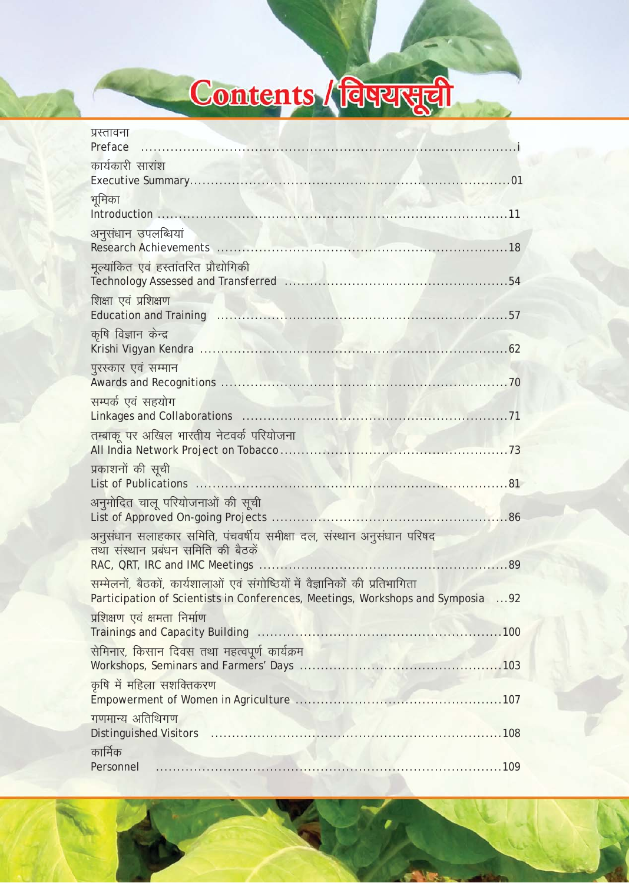# Contents / विषयसूची

| | |
|---|---|
| प्रस्तावना<br>Preface | i |
| कार्यकारी सारांश<br>Executive Summary | 01 |
| भूमिका<br>Introduction | 11 |
| अनुसंधान उपलब्धियां<br>Research Achievements | 18 |
| मूल्यांकित एवं हस्तांतरित प्रौद्योगिकी<br>Technology Assessed and Transferred | 54 |
| शिक्षा एवं प्रशिक्षण<br>Education and Training | 57 |
| कृषि विज्ञान केन्द्र<br>Krishi Vigyan Kendra | 62 |
| पुरस्कार एवं सम्मान<br>Awards and Recognitions | 70 |
| सम्पर्क एवं सहयोग<br>Linkages and Collaborations | 71 |
| तम्बाकू पर अखिल भारतीय नेटवर्क परियोजना<br>All India Network Project on Tobacco | 73 |
| प्रकाशनों की सूची<br>List of Publications | 81 |
| अनुमोदित चालू परियोजनाओं की सूची<br>List of Approved On-going Projects | 86 |
| अनुसंधान सलाहकार समिति, पंचवर्षीय समीक्षा दल, संस्थान अनुसंधान परिषद तथा संस्थान प्रबंधन समिति की बैठकें<br>RAC, QRT, IRC and IMC Meetings | 89 |
| सम्मेलनों, बैठकों, कार्यशालाओं एवं संगोष्ठियों में वैज्ञानिकों की प्रतिभागिता<br>Participation of Scientists in Conferences, Meetings, Workshops and Symposia | 92 |
| प्रशिक्षण एवं क्षमता निर्माण<br>Trainings and Capacity Building | 100 |
| सेमिनार, किसान दिवस तथा महत्वपूर्ण कार्यक्रम<br>Workshops, Seminars and Farmers' Days | 103 |
| कृषि में महिला सशक्तिकरण<br>Empowerment of Women in Agriculture | 107 |
| गणमान्य अतिथिगण<br>Distinguished Visitors | 108 |
| कार्मिक<br>Personnel | 109 |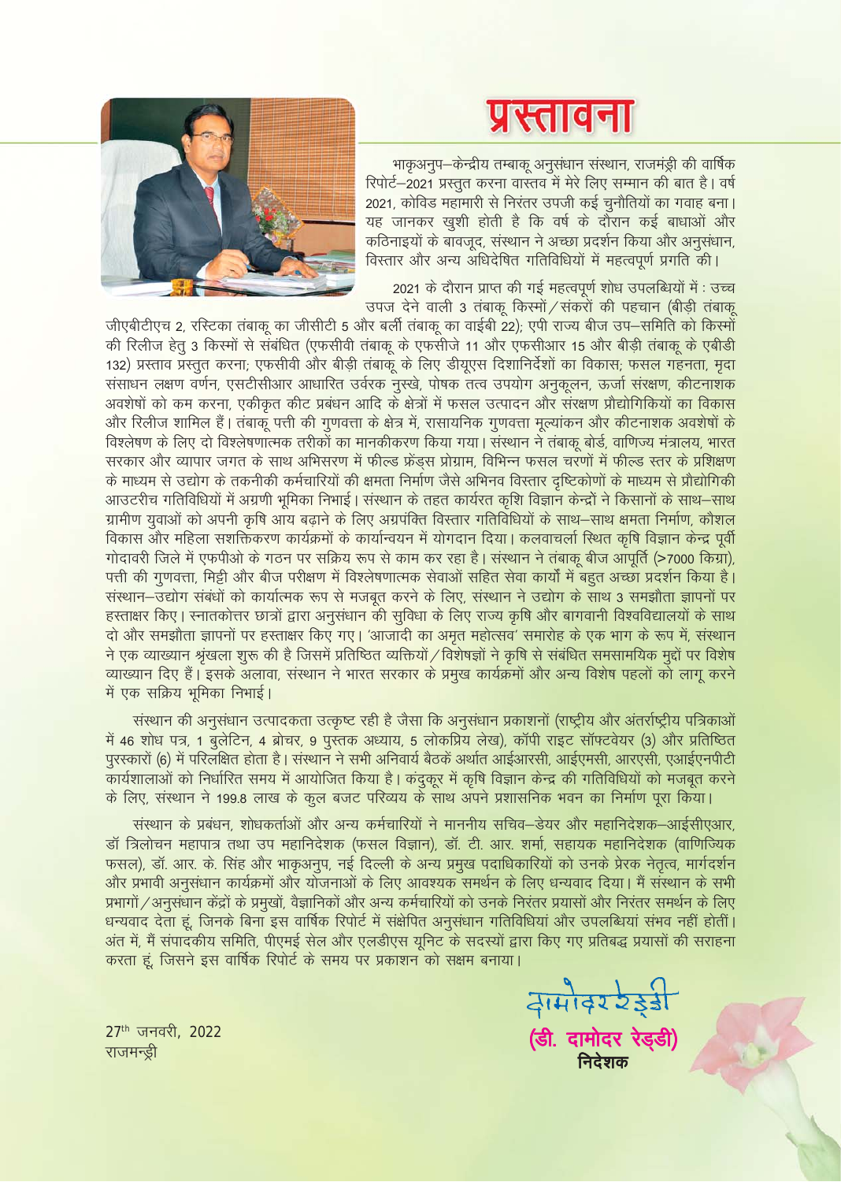# प्रस्तावना

भाकृअनुप–केन्द्रीय तम्बाकू अनुसंधान संस्थान, राजमंड्री की वार्षिक रिपोर्ट–2021 प्रस्तुत करना वास्तव में मेरे लिए सम्मान की बात है। वर्ष 2021, कोविड महामारी से निरंतर उपजी कई चुनौतियों का गवाह बना। यह जानकर खुशी होती है कि वर्ष के दौरान कई बाधाओं और कठिनाइयों के बावजूद, संस्थान ने अच्छा प्रदर्शन किया और अनुसंधान, विस्तार और अन्य अधिदेषित गतिविधियों में महत्वपूर्ण प्रगति की।

2021 के दौरान प्राप्त की गई महत्वपूर्ण शोध उपलब्धियों में : उच्च उपज देने वाली 3 तंबाकू किस्मों/संकरों की पहचान (बीड़ी तंबाकू जीएबीटीएच 2, रस्टिका तंबाकू का जीसीटी 5 और बर्ली तंबाकू का वाईबी 22); एपी राज्य बीज उप–समिति को किस्मों की रिलीज हेतु 3 किस्मों से संबंधित (एफसीवी तंबाकू के एफसीजे 11 और एफसीआर 15 और बीड़ी तंबाकू के एबीडी 132) प्रस्ताव प्रस्तुत करना; एफसीवी और बीड़ी तंबाकू के लिए डीयूएस दिशानिर्देशों का विकास; फसल गहनता, मृदा संसाधन लक्षण वर्णन, एसटीसीआर आधारित उर्वरक नुस्खे, पोषक तत्व उपयोग अनुकूलन, ऊर्जा संरक्षण, कीटनाशक अवशेषों को कम करना, एकीकृत कीट प्रबंधन आदि के क्षेत्रों में फसल उत्पादन और संरक्षण प्रौद्योगिकियों का विकास और रिलीज शामिल हैं। तंबाकू पत्ती की गुणवत्ता के क्षेत्र में, रासायनिक गुणवत्ता मूल्यांकन और कीटनाशक अवशेषों के विश्लेषण के लिए दो विश्लेषणात्मक तरीकों का मानकीकरण किया गया। संस्थान ने तंबाकू बोर्ड, वाणिज्य मंत्रालय, भारत सरकार और व्यापार जगत के साथ अभिसरण में फील्ड फ्रेंड्स प्रोग्राम, विभिन्न फसल चरणों में फील्ड स्तर के प्रशिक्षण के माध्यम से उद्योग के तकनीकी कर्मचारियों की क्षमता निर्माण जैसे अभिनव विस्तार दृष्टिकोणों के माध्यम से प्रौद्योगिकी आउटरीच गतिविधियों में अग्रणी भूमिका निभाई। संस्थान के तहत कार्यरत कृषि विज्ञान केन्द्रों ने किसानों के साथ–साथ ग्रामीण युवाओं को अपनी कृषि आय बढ़ाने के लिए अग्रपंक्ति विस्तार गतिविधियों के साथ–साथ क्षमता निर्माण, कौशल विकास और महिला सशक्तिकरण कार्यक्रमों के कार्यान्वयन में योगदान दिया। कलवाचर्ला स्थित कृषि विज्ञान केन्द्र पूर्वी गोदावरी जिले में एफपीओ के गठन पर सक्रिय रूप से काम कर रहा है। संस्थान ने तंबाकू बीज आपूर्ति (>7000 किग्रा), पत्ती की गुणवत्ता, मिट्टी और बीज परीक्षण में विश्लेषणात्मक सेवाओं सहित सेवा कार्यों में बहुत अच्छा प्रदर्शन किया है। संस्थान–उद्योग संबंधों को कार्यात्मक रूप से मजबूत करने के लिए, संस्थान ने उद्योग के साथ 3 समझौता ज्ञापनों पर हस्ताक्षर किए। स्नातकोत्तर छात्रों द्वारा अनुसंधान की सुविधा के लिए राज्य कृषि और बागवानी विश्वविद्यालयों के साथ दो और समझौता ज्ञापनों पर हस्ताक्षर किए गए। 'आजादी का अमृत महोत्सव' समारोह के एक भाग के रूप में, संस्थान ने एक व्याख्यान श्रृंखला शुरू की है जिसमें प्रतिष्ठित व्यक्तियों/विशेषज्ञों ने कृषि से संबंधित समसामयिक मुद्दों पर विशेष व्याख्यान दिए हैं। इसके अलावा, संस्थान ने भारत सरकार के प्रमुख कार्यक्रमों और अन्य विशेष पहलों को लागू करने में एक सक्रिय भूमिका निभाई।

संस्थान की अनुसंधान उत्पादकता उत्कृष्ट रही है जैसा कि अनुसंधान प्रकाशनों (राष्ट्रीय और अंतर्राष्ट्रीय पत्रिकाओं में 46 शोध पत्र, 1 बुलेटिन, 4 ब्रोचर, 9 पुस्तक अध्याय, 5 लोकप्रिय लेख), कॉपी राइट सॉफ्टवेयर (3) और प्रतिष्ठित पुरस्कारों (6) में परिलक्षित होता है। संस्थान ने सभी अनिवार्य बैठकें अर्थात आईआरसी, आईएमसी, आरएसी, एआईएनपीटी कार्यशालाओं को निर्धारित समय में आयोजित किया है। कंदुकूर में कृषि विज्ञान केन्द्र की गतिविधियों को मजबूत करने के लिए, संस्थान ने 199.8 लाख के कुल बजट परिव्यय के साथ अपने प्रशासनिक भवन का निर्माण पूरा किया।

संस्थान के प्रबंधन, शोधकर्ताओं और अन्य कर्मचारियों ने माननीय सचिव–डेयर और महानिदेशक–आईसीएआर, डॉ त्रिलोचन महापात्र तथा उप महानिदेशक (फसल विज्ञान), डॉ. टी. आर. शर्मा, सहायक महानिदेशक (वाणिज्यिक फसल), डॉ. आर. के. सिंह और भाकृअनुप, नई दिल्ली के अन्य प्रमुख पदाधिकारियों को उनके प्रेरक नेतृत्व, मार्गदर्शन और प्रभावी अनुसंधान कार्यक्रमों और योजनाओं के लिए आवश्यक समर्थन के लिए धन्यवाद दिया। मैं संस्थान के सभी प्रभागों/अनुसंधान केंद्रों के प्रमुखों, वैज्ञानिकों और अन्य कर्मचारियों को उनके निरंतर प्रयासों और निरंतर समर्थन के लिए धन्यवाद देता हूं, जिनके बिना इस वार्षिक रिपोर्ट में संक्षेपित अनुसंधान गतिविधियों और उपलब्धियां संभव नहीं होतीं। अंत में, मैं संपादकीय समिति, पीएमई सेल और एलडीएस यूनिट के सदस्यों द्वारा किए गए प्रतिबद्ध प्रयासों की सराहना करता हूं, जिसने इस वार्षिक रिपोर्ट के समय पर प्रकाशन को सक्षम बनाया।

27th जनवरी, 2022
राजमन्ड्री

दामोदर रेड्डी

**(डी. दामोदर रेड्डी)**
**निदेशक**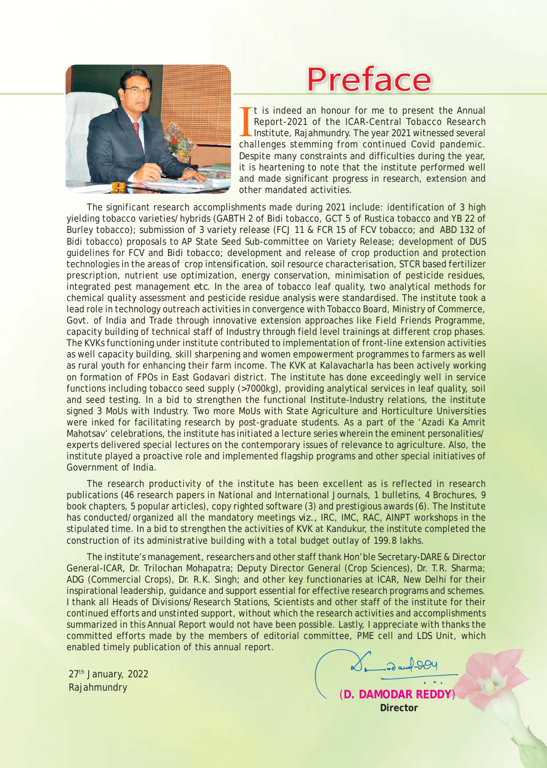# Preface

It is indeed an honour for me to present the Annual Report-2021 of the ICAR-Central Tobacco Research Institute, Rajahmundry. The year 2021 witnessed several challenges stemming from continued Covid pandemic. Despite many constraints and difficulties during the year, it is heartening to note that the institute performed well and made significant progress in research, extension and other mandated activities.

The significant research accomplishments made during 2021 include: identification of 3 high yielding tobacco varieties/hybrids (GABTH 2 of Bidi tobacco, GCT 5 of Rustica tobacco and YB 22 of Burley tobacco); submission of 3 variety release (FCJ 11 & FCR 15 of FCV tobacco; and ABD 132 of Bidi tobacco) proposals to AP State Seed Sub-committee on Variety Release; development of DUS guidelines for FCV and Bidi tobacco; development and release of crop production and protection technologies in the areas of crop intensification, soil resource characterisation, STCR based fertilizer prescription, nutrient use optimization, energy conservation, minimisation of pesticide residues, integrated pest management etc. In the area of tobacco leaf quality, two analytical methods for chemical quality assessment and pesticide residue analysis were standardised. The institute took a lead role in technology outreach activities in convergence with Tobacco Board, Ministry of Commerce, Govt. of India and Trade through innovative extension approaches like Field Friends Programme, capacity building of technical staff of Industry through field level trainings at different crop phases. The KVKs functioning under institute contributed to implementation of front-line extension activities as well capacity building, skill sharpening and women empowerment programmes to farmers as well as rural youth for enhancing their farm income. The KVK at Kalavacharla has been actively working on formation of FPOs in East Godavari district. The institute has done exceedingly well in service functions including tobacco seed supply (>7000kg), providing analytical services in leaf quality, soil and seed testing. In a bid to strengthen the functional Institute-Industry relations, the institute signed 3 MoUs with Industry. Two more MoUs with State Agriculture and Horticulture Universities were inked for facilitating research by post-graduate students. As a part of the 'Azadi Ka Amrit Mahotsav' celebrations, the institute has initiated a lecture series wherein the eminent personalities/experts delivered special lectures on the contemporary issues of relevance to agriculture. Also, the institute played a proactive role and implemented flagship programs and other special initiatives of Government of India.

The research productivity of the institute has been excellent as is reflected in research publications (46 research papers in National and International Journals, 1 bulletins, 4 Brochures, 9 book chapters, 5 popular articles), copy righted software (3) and prestigious awards (6). The Institute has conducted/organized all the mandatory meetings viz., IRC, IMC, RAC, AINPT workshops in the stipulated time. In a bid to strengthen the activities of KVK at Kandukur, the institute completed the construction of its administrative building with a total budget outlay of 199.8 lakhs.

The institute's management, researchers and other staff thank Hon'ble Secretary-DARE & Director General-ICAR, Dr. Trilochan Mohapatra; Deputy Director General (Crop Sciences), Dr. T.R. Sharma; ADG (Commercial Crops), Dr. R.K. Singh; and other key functionaries at ICAR, New Delhi for their inspirational leadership, guidance and support essential for effective research programs and schemes. I thank all Heads of Divisions/Research Stations, Scientists and other staff of the institute for their continued efforts and unstinted support, without which the research activities and accomplishments summarized in this Annual Report would not have been possible. Lastly, I appreciate with thanks the committed efforts made by the members of editorial committee, PME cell and LDS Unit, which enabled timely publication of this annual report.

27th January, 2022
Rajahmundry

**(D. DAMODAR REDDY)**
**Director**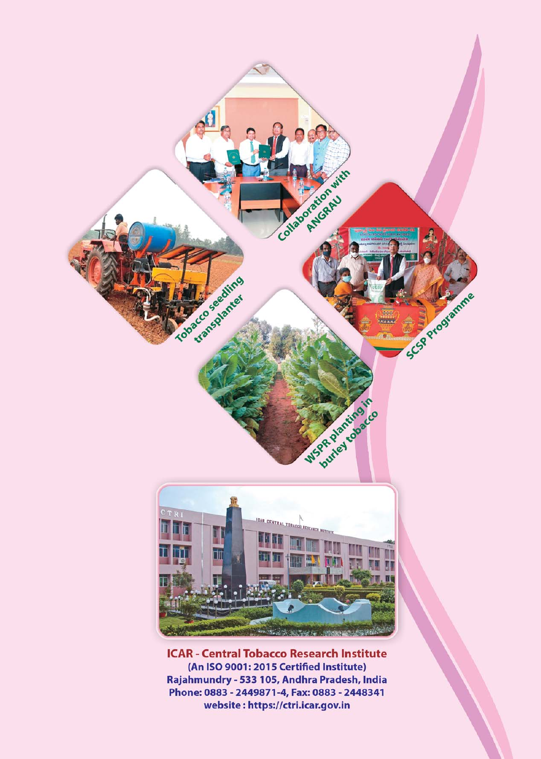Collaboration with ANGRAU

Tobacco seedling transplanter

SCSP Programme

WSPR planting in burley tobacco

**ICAR - Central Tobacco Research Institute**

**(An ISO 9001: 2015 Certified Institute)**

**Rajahmundry - 533 105, Andhra Pradesh, India**

**Phone: 0883 - 2449871-4, Fax: 0883 - 2448341**

**website : https://ctri.icar.gov.in**